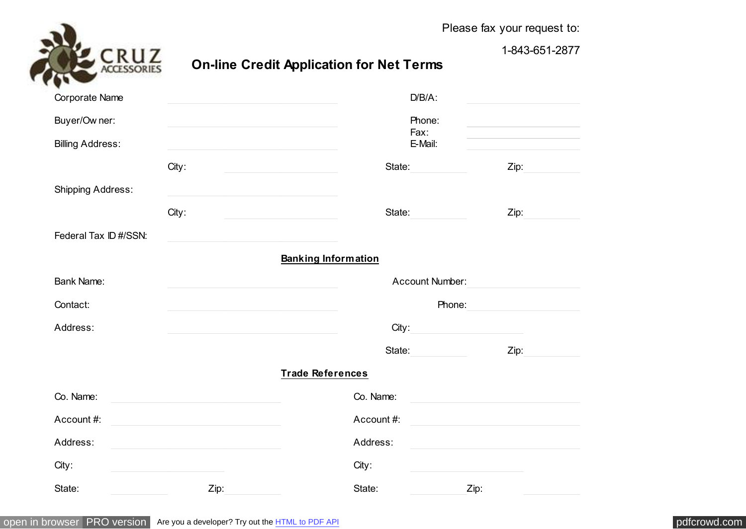CRUZ ACCESSORIES

Please fax your request to:

1-843-651-2877

# On-line Credit Application for Net Terms

Corporate Name: ____________________ D/B/A: ____________________

Buyer/Owner: ____________________ Phone: ____________________

Fax: ____________________

Billing Address: ____________________ E-Mail: ____________________

City: ____________________ State: __________ Zip: __________

Shipping Address: ____________________

City: ____________________ State: __________ Zip: __________

Federal Tax ID #/SSN: ____________________

## Banking Information

Bank Name: ____________________ Account Number: ____________________

Contact: ____________________ Phone: ____________________

Address: ____________________ City: ____________________

State: __________ Zip: __________

## Trade References

| | | | |
|---|---|---|---|
| Co. Name: | | Co. Name: | |
| Account #: | | Account #: | |
| Address: | | Address: | |
| City: | | City: | |
| State: | Zip: | State: | Zip: |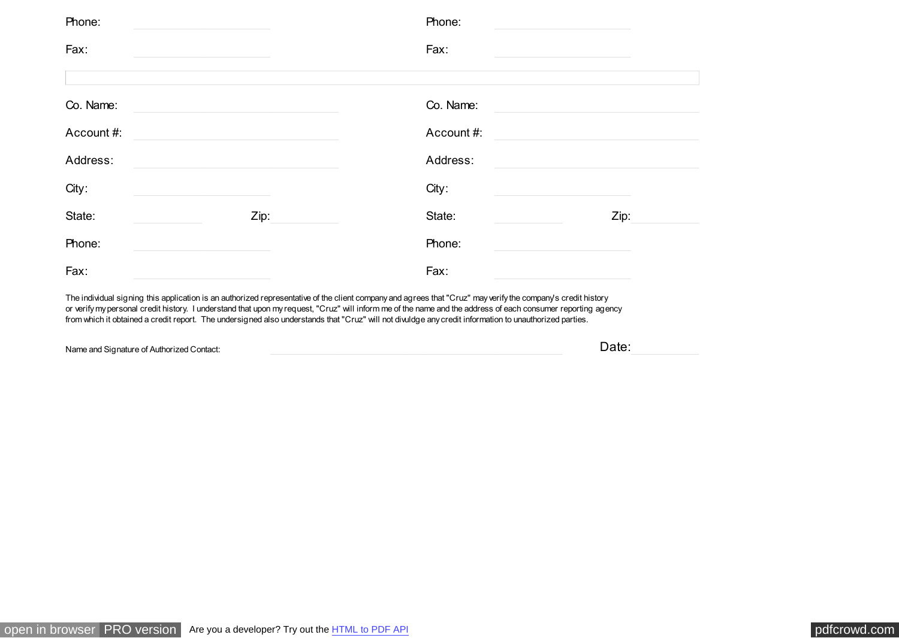| | | | |
|---|---|---|---|
| Phone: | | Phone: | |
| Fax: | | Fax: | |

| | | | | | |
|---|---|---|---|---|---|
| Co. Name: | | | Co. Name: | | |
| Account #: | | | Account #: | | |
| Address: | | | Address: | | |
| City: | | | City: | | |
| State: | | Zip: | State: | | Zip: |
| Phone: | | | Phone: | | |
| Fax: | | | Fax: | | |

The individual signing this application is an authorized representative of the client company and agrees that "Cruz" may verify the company's credit history or verify my personal credit history. I understand that upon my request, "Cruz" will inform me of the name and the address of each consumer reporting agency from which it obtained a credit report. The undersigned also understands that "Cruz" will not divuldge any credit information to unauthorized parties.

Name and Signature of Authorized Contact: ______________________ Date: __________